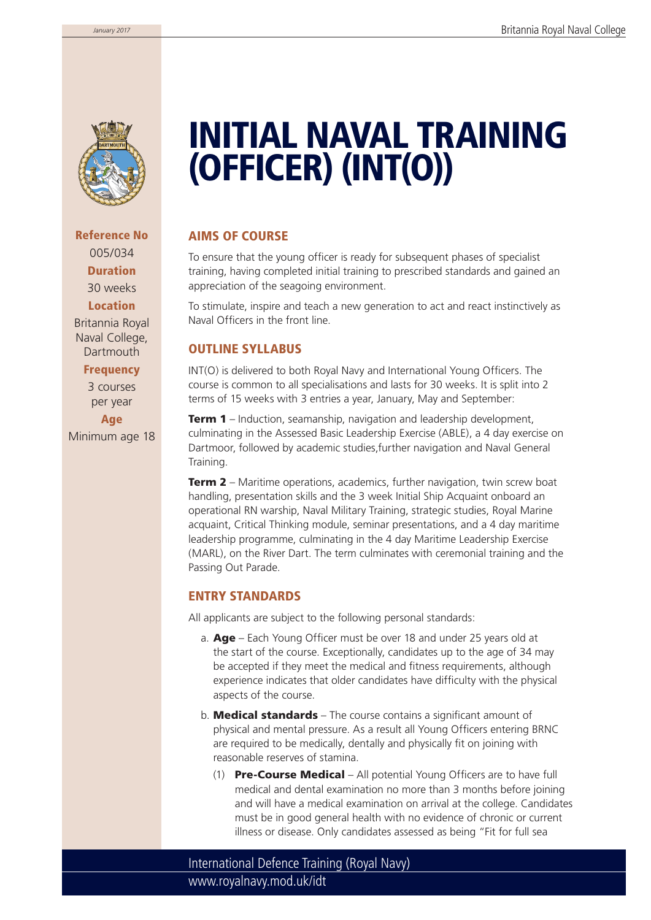# INITIAL NAVAL TRAINING (OFFICER) (INT(O))

**Reference No**
005/034

**Duration**
30 weeks

**Location**
Britannia Royal Naval College, Dartmouth

**Frequency**
3 courses per year

**Age**
Minimum age 18

## AIMS OF COURSE

To ensure that the young officer is ready for subsequent phases of specialist training, having completed initial training to prescribed standards and gained an appreciation of the seagoing environment.

To stimulate, inspire and teach a new generation to act and react instinctively as Naval Officers in the front line.

## OUTLINE SYLLABUS

INT(O) is delivered to both Royal Navy and International Young Officers. The course is common to all specialisations and lasts for 30 weeks. It is split into 2 terms of 15 weeks with 3 entries a year, January, May and September:

**Term 1** – Induction, seamanship, navigation and leadership development, culminating in the Assessed Basic Leadership Exercise (ABLE), a 4 day exercise on Dartmoor, followed by academic studies,further navigation and Naval General Training.

**Term 2** – Maritime operations, academics, further navigation, twin screw boat handling, presentation skills and the 3 week Initial Ship Acquaint onboard an operational RN warship, Naval Military Training, strategic studies, Royal Marine acquaint, Critical Thinking module, seminar presentations, and a 4 day maritime leadership programme, culminating in the 4 day Maritime Leadership Exercise (MARL), on the River Dart. The term culminates with ceremonial training and the Passing Out Parade.

## ENTRY STANDARDS

All applicants are subject to the following personal standards:

a. **Age** – Each Young Officer must be over 18 and under 25 years old at the start of the course. Exceptionally, candidates up to the age of 34 may be accepted if they meet the medical and fitness requirements, although experience indicates that older candidates have difficulty with the physical aspects of the course.

b. **Medical standards** – The course contains a significant amount of physical and mental pressure. As a result all Young Officers entering BRNC are required to be medically, dentally and physically fit on joining with reasonable reserves of stamina.

   (1) **Pre-Course Medical** – All potential Young Officers are to have full medical and dental examination no more than 3 months before joining and will have a medical examination on arrival at the college. Candidates must be in good general health with no evidence of chronic or current illness or disease. Only candidates assessed as being "Fit for full sea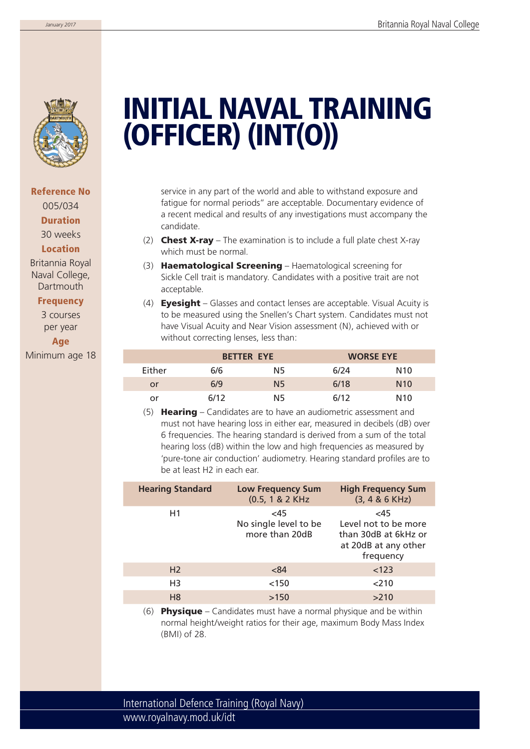# INITIAL NAVAL TRAINING (OFFICER) (INT(O))

**Reference No**
005/034

**Duration**
30 weeks

**Location**
Britannia Royal Naval College, Dartmouth

**Frequency**
3 courses per year

**Age**
Minimum age 18

service in any part of the world and able to withstand exposure and fatigue for normal periods" are acceptable. Documentary evidence of a recent medical and results of any investigations must accompany the candidate.

(2) **Chest X-ray** – The examination is to include a full plate chest X-ray which must be normal.

(3) **Haematological Screening** – Haematological screening for Sickle Cell trait is mandatory. Candidates with a positive trait are not acceptable.

(4) **Eyesight** – Glasses and contact lenses are acceptable. Visual Acuity is to be measured using the Snellen's Chart system. Candidates must not have Visual Acuity and Near Vision assessment (N), achieved with or without correcting lenses, less than:

| | BETTER EYE | | WORSE EYE | |
|---|---|---|---|---|
| Either | 6/6 | N5 | 6/24 | N10 |
| or | 6/9 | N5 | 6/18 | N10 |
| or | 6/12 | N5 | 6/12 | N10 |

(5) **Hearing** – Candidates are to have an audiometric assessment and must not have hearing loss in either ear, measured in decibels (dB) over 6 frequencies. The hearing standard is derived from a sum of the total hearing loss (dB) within the low and high frequencies as measured by 'pure-tone air conduction' audiometry. Hearing standard profiles are to be at least H2 in each ear.

| Hearing Standard | Low Frequency Sum (0.5, 1 & 2 KHz) | High Frequency Sum (3, 4 & 6 KHz) |
|---|---|---|
| H1 | <45 No single level to be more than 20dB | <45 Level not to be more than 30dB at 6kHz or at 20dB at any other frequency |
| H2 | <84 | <123 |
| H3 | <150 | <210 |
| H8 | >150 | >210 |

(6) **Physique** – Candidates must have a normal physique and be within normal height/weight ratios for their age, maximum Body Mass Index (BMI) of 28.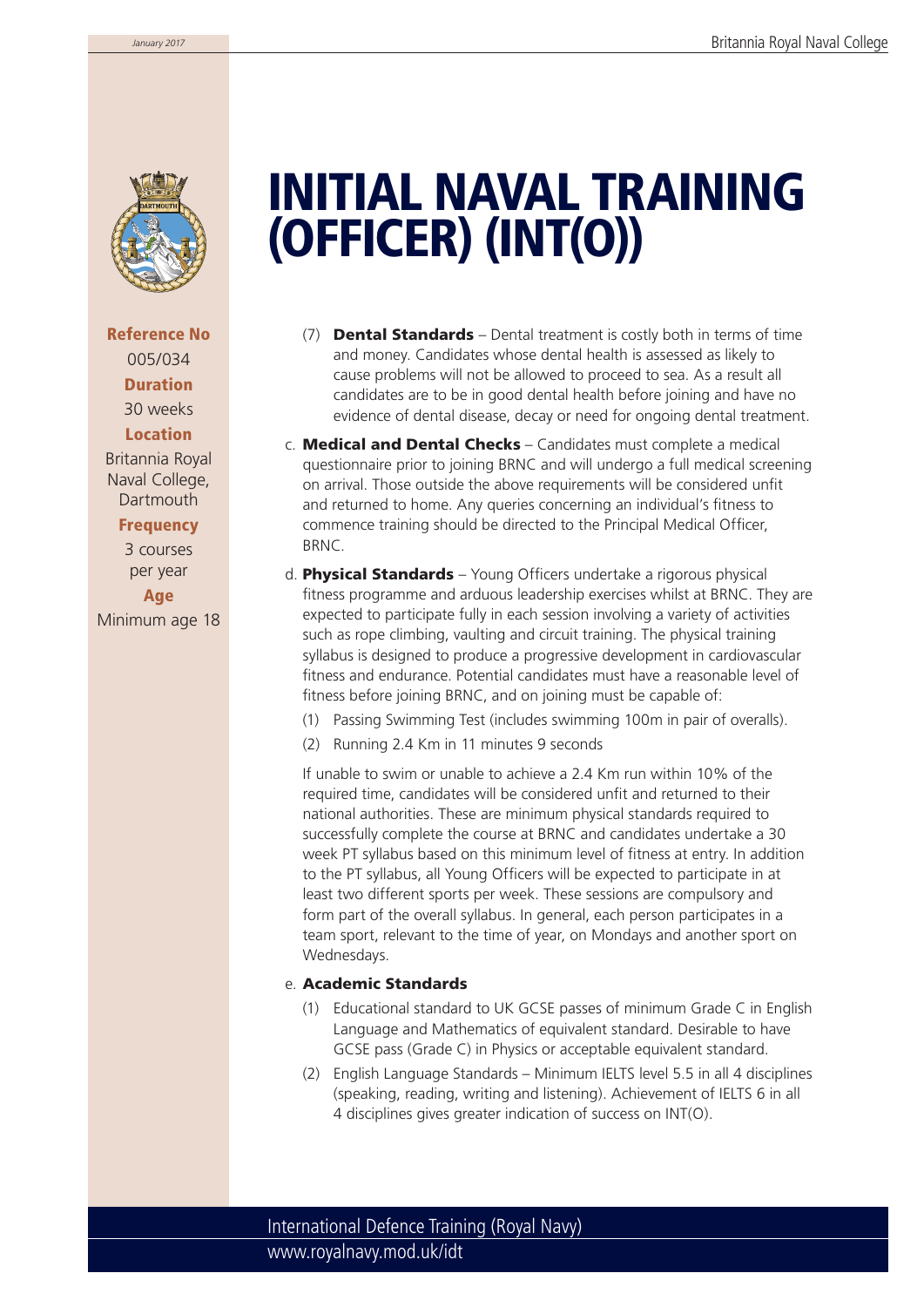# INITIAL NAVAL TRAINING (OFFICER) (INT(O))

**Reference No**
005/034

**Duration**
30 weeks

**Location**
Britannia Royal Naval College, Dartmouth

**Frequency**
3 courses per year

**Age**
Minimum age 18

(7) **Dental Standards** – Dental treatment is costly both in terms of time and money. Candidates whose dental health is assessed as likely to cause problems will not be allowed to proceed to sea. As a result all candidates are to be in good dental health before joining and have no evidence of dental disease, decay or need for ongoing dental treatment.

c. **Medical and Dental Checks** – Candidates must complete a medical questionnaire prior to joining BRNC and will undergo a full medical screening on arrival. Those outside the above requirements will be considered unfit and returned to home. Any queries concerning an individual's fitness to commence training should be directed to the Principal Medical Officer, BRNC.

d. **Physical Standards** – Young Officers undertake a rigorous physical fitness programme and arduous leadership exercises whilst at BRNC. They are expected to participate fully in each session involving a variety of activities such as rope climbing, vaulting and circuit training. The physical training syllabus is designed to produce a progressive development in cardiovascular fitness and endurance. Potential candidates must have a reasonable level of fitness before joining BRNC, and on joining must be capable of:

(1) Passing Swimming Test (includes swimming 100m in pair of overalls).

(2) Running 2.4 Km in 11 minutes 9 seconds

If unable to swim or unable to achieve a 2.4 Km run within 10% of the required time, candidates will be considered unfit and returned to their national authorities. These are minimum physical standards required to successfully complete the course at BRNC and candidates undertake a 30 week PT syllabus based on this minimum level of fitness at entry. In addition to the PT syllabus, all Young Officers will be expected to participate in at least two different sports per week. These sessions are compulsory and form part of the overall syllabus. In general, each person participates in a team sport, relevant to the time of year, on Mondays and another sport on Wednesdays.

e. **Academic Standards**

(1) Educational standard to UK GCSE passes of minimum Grade C in English Language and Mathematics of equivalent standard. Desirable to have GCSE pass (Grade C) in Physics or acceptable equivalent standard.

(2) English Language Standards – Minimum IELTS level 5.5 in all 4 disciplines (speaking, reading, writing and listening). Achievement of IELTS 6 in all 4 disciplines gives greater indication of success on INT(O).